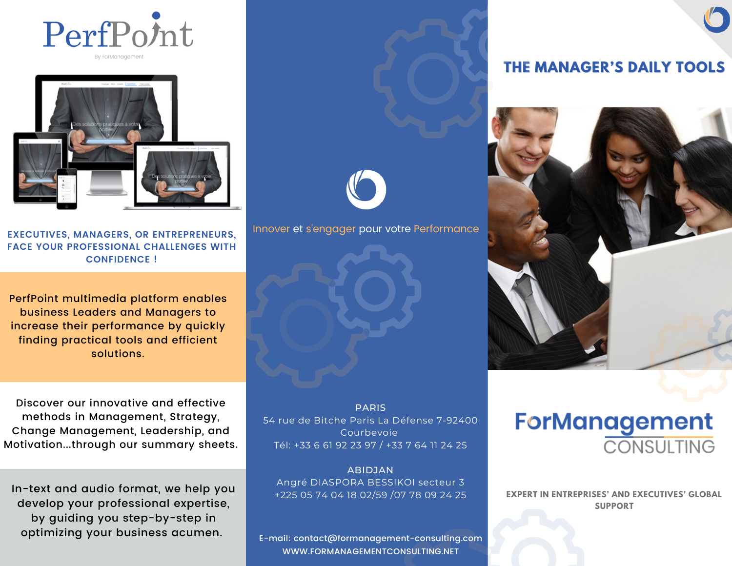# PerfPoint

By ForManagement

## EXECUTIVES, MANAGERS, OR ENTREPRENEURS, FACE YOUR PROFESSIONAL CHALLENGES WITH CONFIDENCE !

PerfPoint multimedia platform enables business Leaders and Managers to increase their performance by quickly finding practical tools and efficient solutions.

Discover our innovative and effective methods in Management, Strategy, Change Management, Leadership, and Motivation...through our summary sheets.

In-text and audio format, we help you develop your professional expertise, by guiding you step-by-step in optimizing your business acumen.

Innover et s'engager pour votre Performance

**PARIS**
54 rue de Bitche Paris La Défense 7-92400 Courbevoie
Tél: +33 6 61 92 23 97 / +33 7 64 11 24 25

**ABIDJAN**
Angré DIASPORA BESSIKOI secteur 3
+225 05 74 04 18 02/59 /07 78 09 24 25

E-mail: contact@formanagement-consulting.com
WWW.FORMANAGEMENTCONSULTING.NET

## THE MANAGER'S DAILY TOOLS

# ForManagement CONSULTING

EXPERT IN ENTREPRISES' AND EXECUTIVES' GLOBAL SUPPORT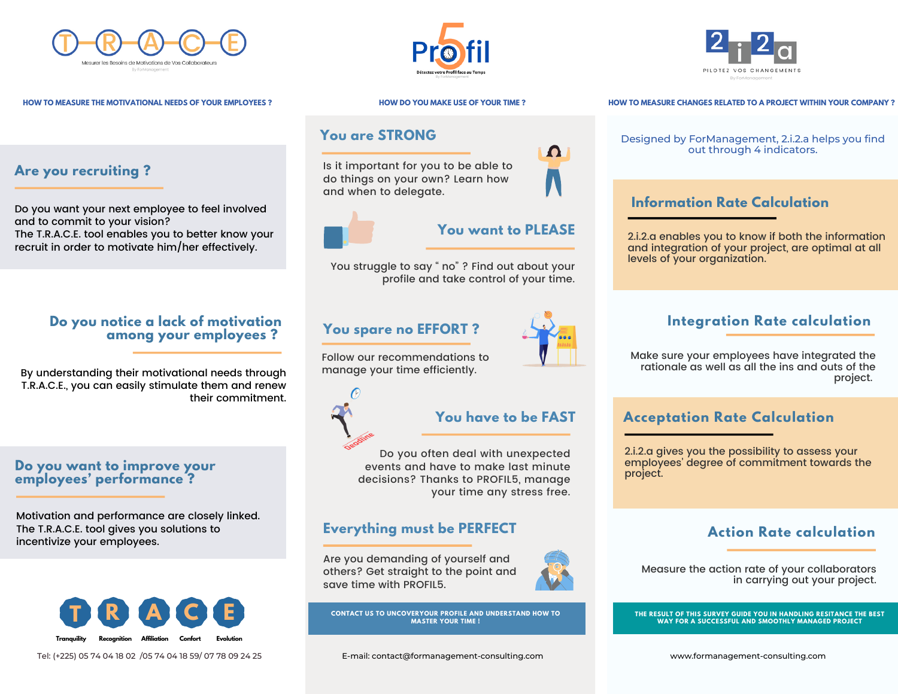T-R-A-C-E

Mesurer les Besoins de Motivations de Vos Collaborateurs

By ForManagement

## HOW TO MEASURE THE MOTIVATIONAL NEEDS OF YOUR EMPLOYEES ?

### Are you recruiting ?

Do you want your next employee to feel involved and to commit to your vision?
The T.R.A.C.E. tool enables you to better know your recruit in order to motivate him/her effectively.

### Do you notice a lack of motivation among your employees ?

By understanding their motivational needs through T.R.A.C.E., you can easily stimulate them and renew their commitment.

### Do you want to improve your employees' performance ?

Motivation and performance are closely linked.
The T.R.A.C.E. tool gives you solutions to incentivize your employees.

T R A C E

Tranquility · Recognition · Affiliation · Confort · Evolution

Tel: (+225) 05 74 04 18 02 /05 74 04 18 59/ 07 78 09 24 25

Pro5fil

Détectez votre Profil face au Temps

By ForManagement

## HOW DO YOU MAKE USE OF YOUR TIME ?

### You are STRONG

Is it important for you to be able to do things on your own? Learn how and when to delegate.

### You want to PLEASE

You struggle to say " no" ? Find out about your profile and take control of your time.

### You spare no EFFORT ?

Follow our recommendations to manage your time efficiently.

### You have to be FAST

Do you often deal with unexpected events and have to make last minute decisions? Thanks to PROFIL5, manage your time any stress free.

### Everything must be PERFECT

Are you demanding of yourself and others? Get straight to the point and save time with PROFIL5.

**CONTACT US TO UNCOVERYOUR PROFILE AND UNDERSTAND HOW TO MASTER YOUR TIME !**

E-mail: contact@formanagement-consulting.com

2i2a

PILOTEZ VOS CHANGEMENTS

By ForManagement

## HOW TO MEASURE CHANGES RELATED TO A PROJECT WITHIN YOUR COMPANY ?

Designed by ForManagement, 2.i.2.a helps you find out through 4 indicators.

### Information Rate Calculation

2.i.2.a enables you to know if both the information and integration of your project, are optimal at all levels of your organization.

### Integration Rate calculation

Make sure your employees have integrated the rationale as well as all the ins and outs of the project.

### Acceptation Rate Calculation

2.i.2.a gives you the possibility to assess your employees' degree of commitment towards the project.

### Action Rate calculation

Measure the action rate of your collaborators in carrying out your project.

**THE RESULT OF THIS SURVEY GUIDE YOU IN HANDLING RESITANCE THE BEST WAY FOR A SUCCESSFUL AND SMOOTHLY MANAGED PROJECT**

www.formanagement-consulting.com